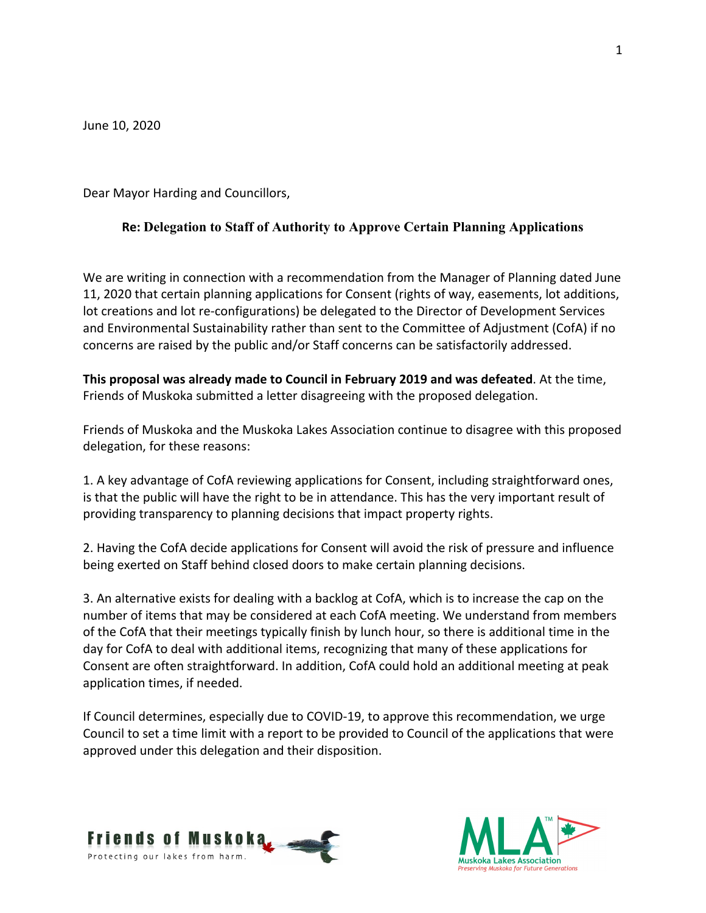June 10, 2020

Dear Mayor Harding and Councillors,

**Re: Delegation to Staff of Authority to Approve Certain Planning Applications**

We are writing in connection with a recommendation from the Manager of Planning dated June 11, 2020 that certain planning applications for Consent (rights of way, easements, lot additions, lot creations and lot re-configurations) be delegated to the Director of Development Services and Environmental Sustainability rather than sent to the Committee of Adjustment (CofA) if no concerns are raised by the public and/or Staff concerns can be satisfactorily addressed.

**This proposal was already made to Council in February 2019 and was defeated**. At the time, Friends of Muskoka submitted a letter disagreeing with the proposed delegation.

Friends of Muskoka and the Muskoka Lakes Association continue to disagree with this proposed delegation, for these reasons:

1. A key advantage of CofA reviewing applications for Consent, including straightforward ones, is that the public will have the right to be in attendance. This has the very important result of providing transparency to planning decisions that impact property rights.

2. Having the CofA decide applications for Consent will avoid the risk of pressure and influence being exerted on Staff behind closed doors to make certain planning decisions.

3. An alternative exists for dealing with a backlog at CofA, which is to increase the cap on the number of items that may be considered at each CofA meeting. We understand from members of the CofA that their meetings typically finish by lunch hour, so there is additional time in the day for CofA to deal with additional items, recognizing that many of these applications for Consent are often straightforward. In addition, CofA could hold an additional meeting at peak application times, if needed.

If Council determines, especially due to COVID-19, to approve this recommendation, we urge Council to set a time limit with a report to be provided to Council of the applications that were approved under this delegation and their disposition.

Friends of Muskoka
Protecting our lakes from harm.

MLA
Muskoka Lakes Association
*Preserving Muskoka for Future Generations*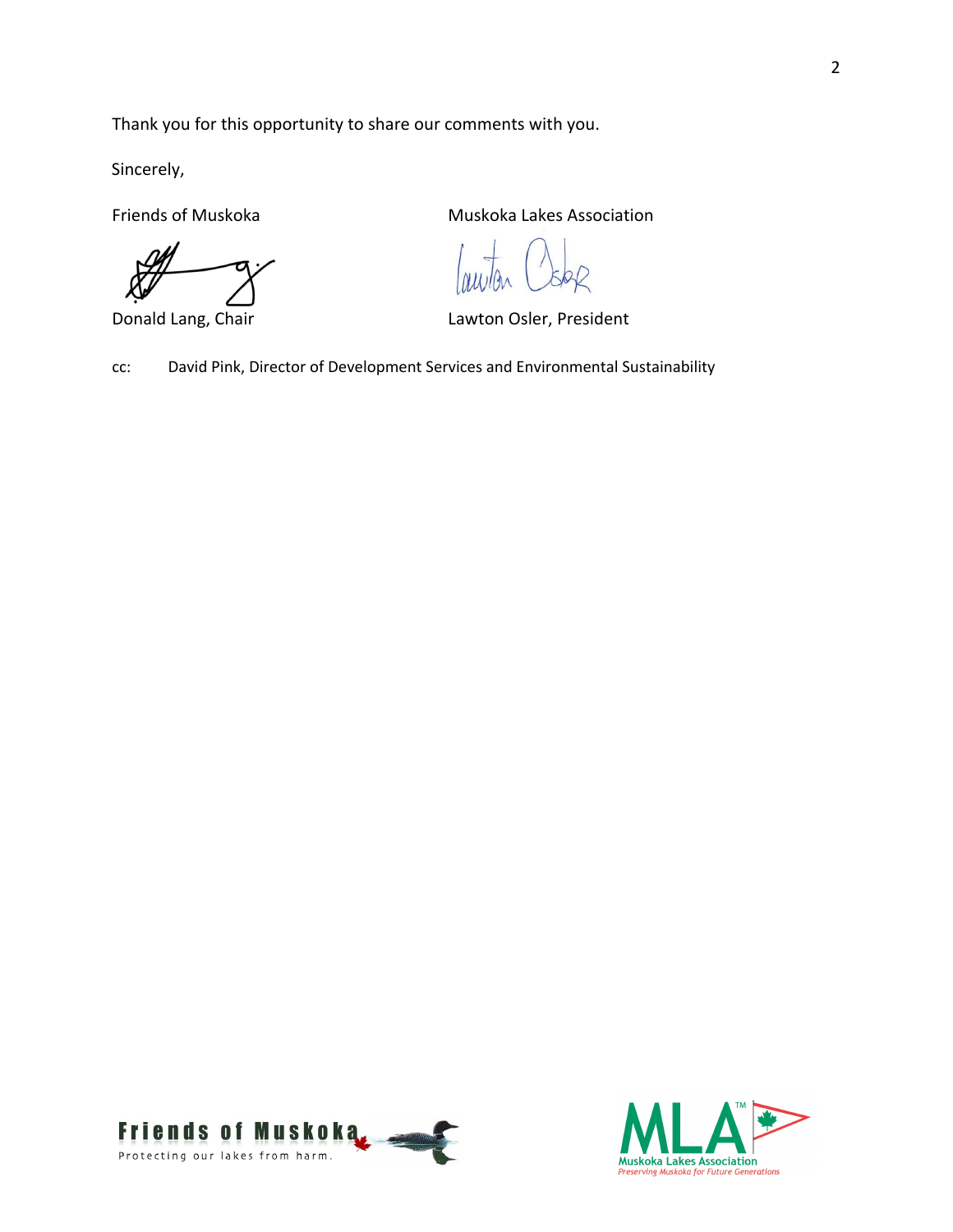Thank you for this opportunity to share our comments with you.

Sincerely,

Friends of Muskoka

Donald Lang, Chair

Muskoka Lakes Association

Lawton Osler, President

cc: David Pink, Director of Development Services and Environmental Sustainability

Friends of Muskoka
Protecting our lakes from harm.

MLA
Muskoka Lakes Association
*Preserving Muskoka for Future Generations*